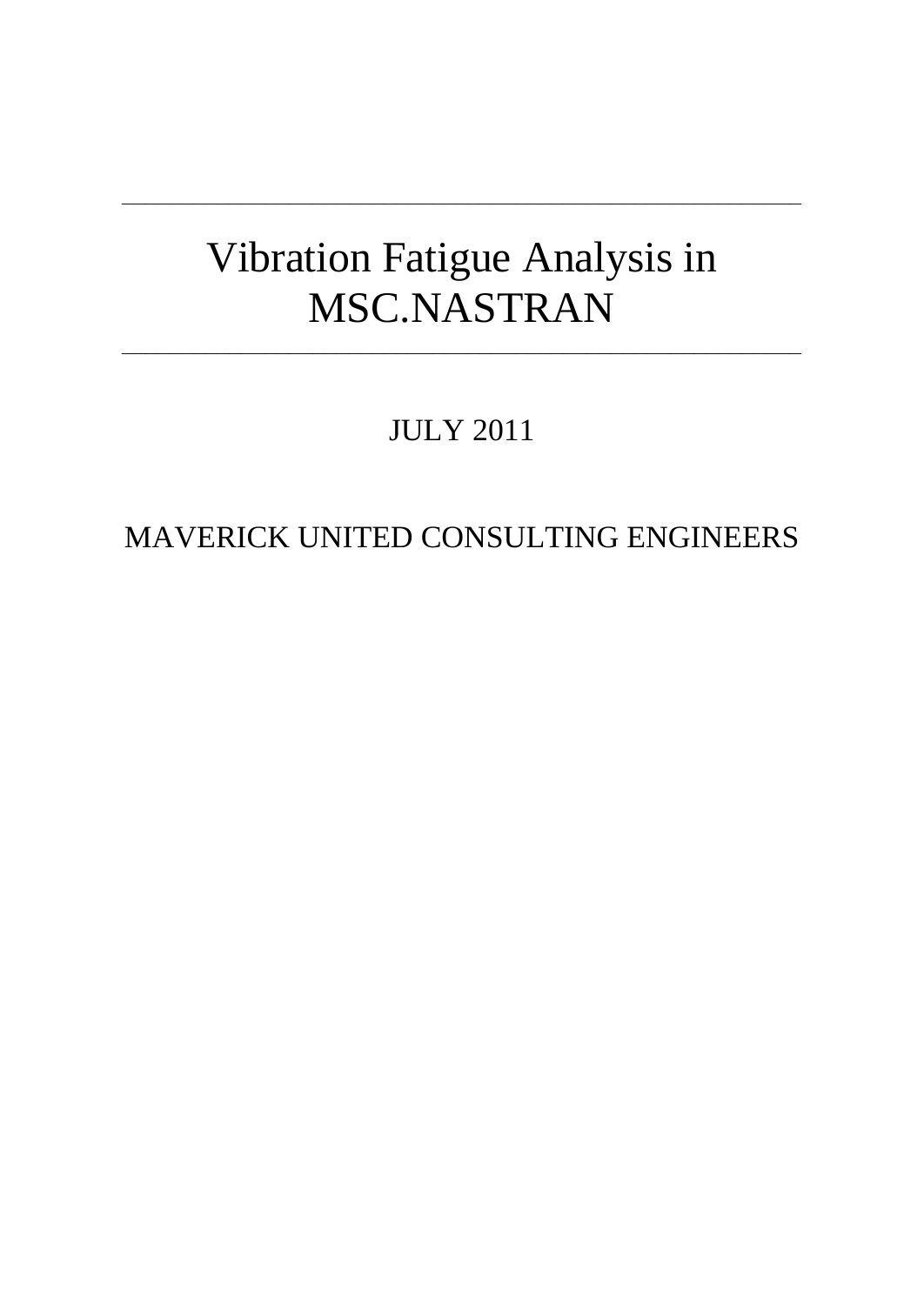# Vibration Fatigue Analysis in MSC.NASTRAN

JULY 2011

MAVERICK UNITED CONSULTING ENGINEERS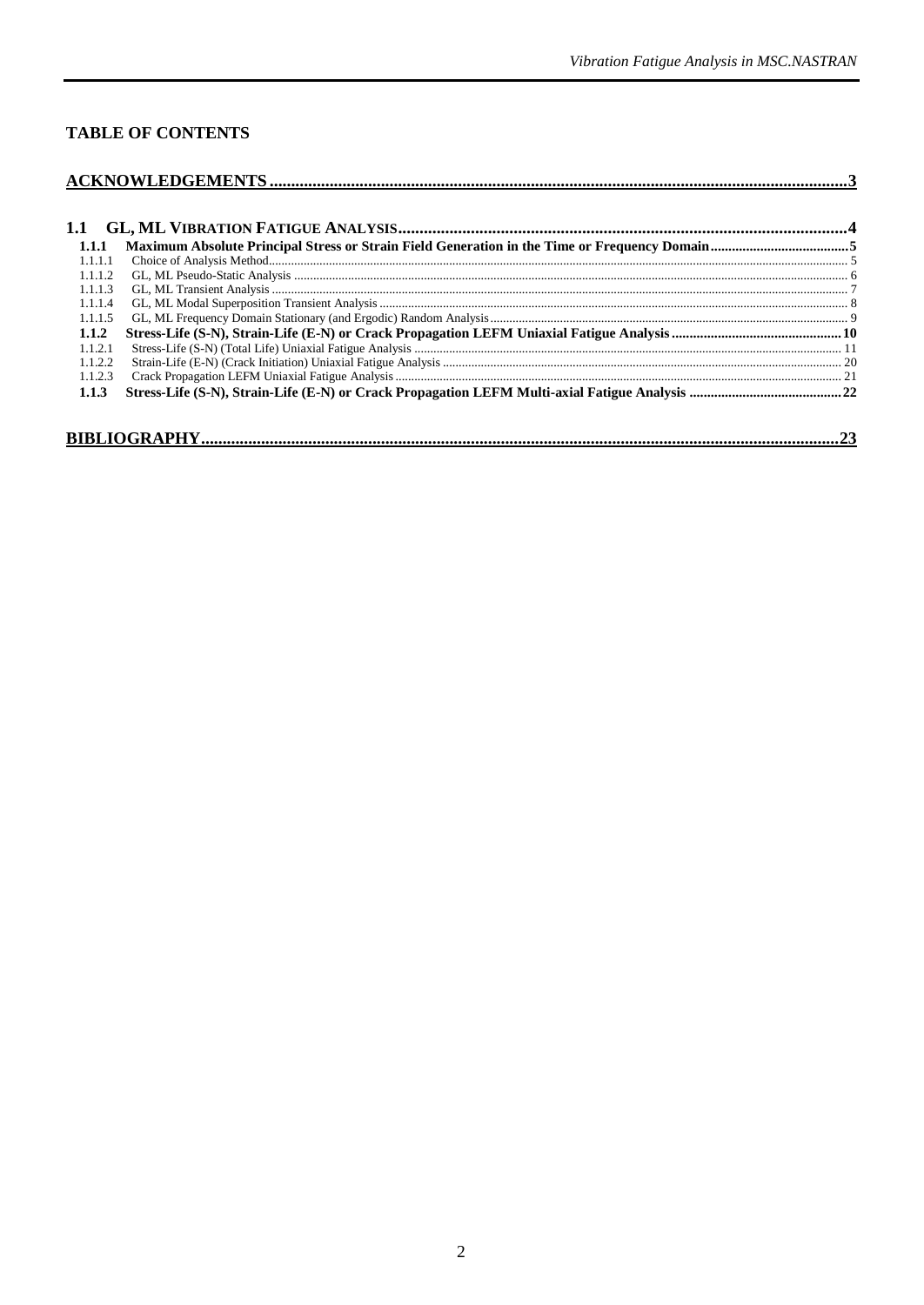## TABLE OF CONTENTS

**ACKNOWLEDGEMENTS** .................................................................................... 3

**1.1 GL, ML VIBRATION FATIGUE ANALYSIS** .................................................... 4

- **1.1.1 Maximum Absolute Principal Stress or Strain Field Generation in the Time or Frequency Domain** .......... 5
  - 1.1.1.1 Choice of Analysis Method .......... 5
  - 1.1.1.2 GL, ML Pseudo-Static Analysis .......... 6
  - 1.1.1.3 GL, ML Transient Analysis .......... 7
  - 1.1.1.4 GL, ML Modal Superposition Transient Analysis .......... 8
  - 1.1.1.5 GL, ML Frequency Domain Stationary (and Ergodic) Random Analysis .......... 9
- **1.1.2 Stress-Life (S-N), Strain-Life (E-N) or Crack Propagation LEFM Uniaxial Fatigue Analysis** .......... 10
  - 1.1.2.1 Stress-Life (S-N) (Total Life) Uniaxial Fatigue Analysis .......... 11
  - 1.1.2.2 Strain-Life (E-N) (Crack Initiation) Uniaxial Fatigue Analysis .......... 20
  - 1.1.2.3 Crack Propagation LEFM Uniaxial Fatigue Analysis .......... 21
- **1.1.3 Stress-Life (S-N), Strain-Life (E-N) or Crack Propagation LEFM Multi-axial Fatigue Analysis** .......... 22

**BIBLIOGRAPHY** .................................................................................... 23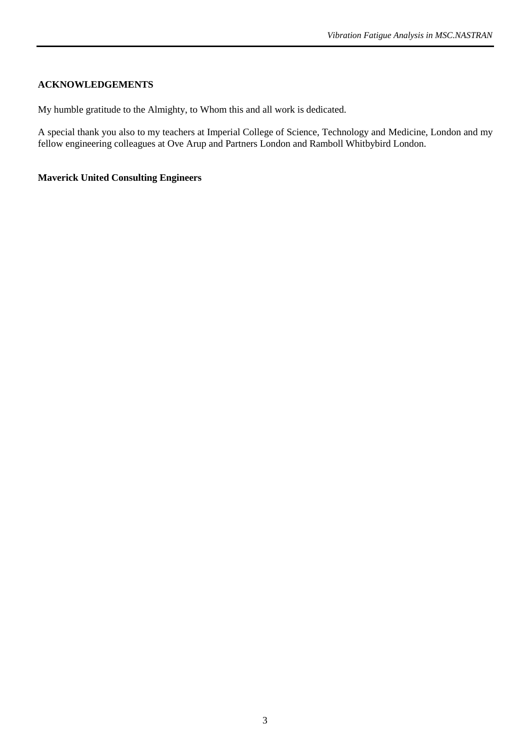## ACKNOWLEDGEMENTS

My humble gratitude to the Almighty, to Whom this and all work is dedicated.

A special thank you also to my teachers at Imperial College of Science, Technology and Medicine, London and my fellow engineering colleagues at Ove Arup and Partners London and Ramboll Whitbybird London.

**Maverick United Consulting Engineers**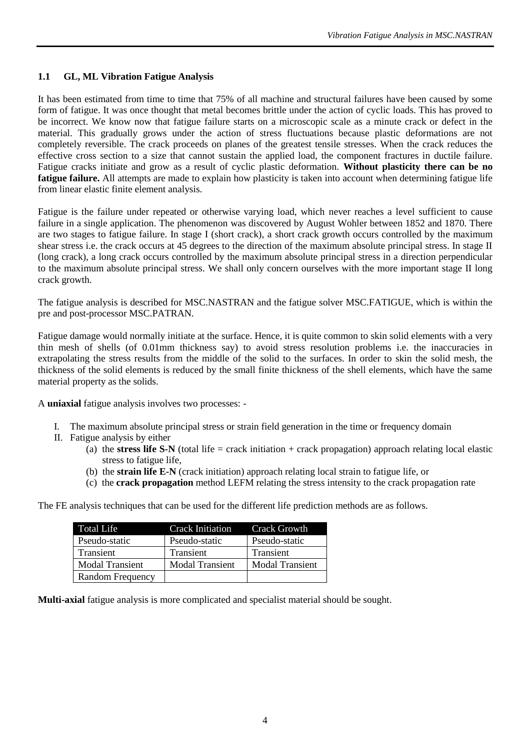### 1.1 GL, ML Vibration Fatigue Analysis

It has been estimated from time to time that 75% of all machine and structural failures have been caused by some form of fatigue. It was once thought that metal becomes brittle under the action of cyclic loads. This has proved to be incorrect. We know now that fatigue failure starts on a microscopic scale as a minute crack or defect in the material. This gradually grows under the action of stress fluctuations because plastic deformations are not completely reversible. The crack proceeds on planes of the greatest tensile stresses. When the crack reduces the effective cross section to a size that cannot sustain the applied load, the component fractures in ductile failure. Fatigue cracks initiate and grow as a result of cyclic plastic deformation. **Without plasticity there can be no fatigue failure.** All attempts are made to explain how plasticity is taken into account when determining fatigue life from linear elastic finite element analysis.

Fatigue is the failure under repeated or otherwise varying load, which never reaches a level sufficient to cause failure in a single application. The phenomenon was discovered by August Wohler between 1852 and 1870. There are two stages to fatigue failure. In stage I (short crack), a short crack growth occurs controlled by the maximum shear stress i.e. the crack occurs at 45 degrees to the direction of the maximum absolute principal stress. In stage II (long crack), a long crack occurs controlled by the maximum absolute principal stress in a direction perpendicular to the maximum absolute principal stress. We shall only concern ourselves with the more important stage II long crack growth.

The fatigue analysis is described for MSC.NASTRAN and the fatigue solver MSC.FATIGUE, which is within the pre and post-processor MSC.PATRAN.

Fatigue damage would normally initiate at the surface. Hence, it is quite common to skin solid elements with a very thin mesh of shells (of 0.01mm thickness say) to avoid stress resolution problems i.e. the inaccuracies in extrapolating the stress results from the middle of the solid to the surfaces. In order to skin the solid mesh, the thickness of the solid elements is reduced by the small finite thickness of the shell elements, which have the same material property as the solids.

A **uniaxial** fatigue analysis involves two processes: -

I. The maximum absolute principal stress or strain field generation in the time or frequency domain
II. Fatigue analysis by either
   (a) the **stress life S-N** (total life = crack initiation + crack propagation) approach relating local elastic stress to fatigue life,
   (b) the **strain life E-N** (crack initiation) approach relating local strain to fatigue life, or
   (c) the **crack propagation** method LEFM relating the stress intensity to the crack propagation rate

The FE analysis techniques that can be used for the different life prediction methods are as follows.

| Total Life | Crack Initiation | Crack Growth |
|---|---|---|
| Pseudo-static | Pseudo-static | Pseudo-static |
| Transient | Transient | Transient |
| Modal Transient | Modal Transient | Modal Transient |
| Random Frequency | | |

**Multi-axial** fatigue analysis is more complicated and specialist material should be sought.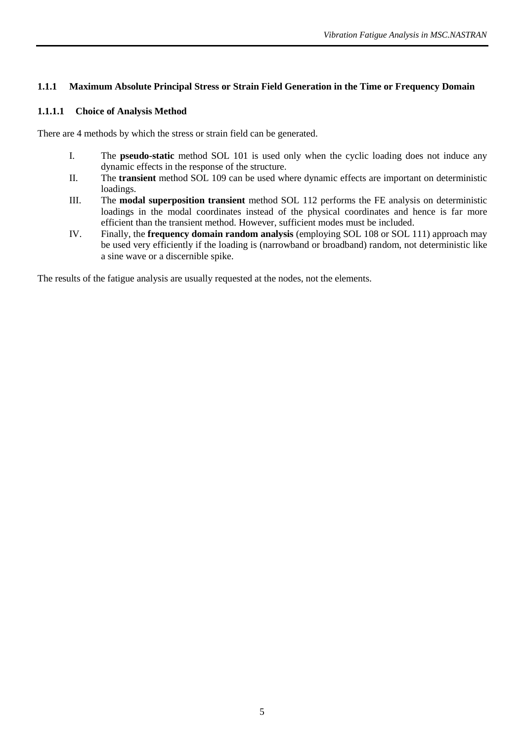### 1.1.1 Maximum Absolute Principal Stress or Strain Field Generation in the Time or Frequency Domain

#### 1.1.1.1 Choice of Analysis Method

There are 4 methods by which the stress or strain field can be generated.

I. The **pseudo-static** method SOL 101 is used only when the cyclic loading does not induce any dynamic effects in the response of the structure.

II. The **transient** method SOL 109 can be used where dynamic effects are important on deterministic loadings.

III. The **modal superposition transient** method SOL 112 performs the FE analysis on deterministic loadings in the modal coordinates instead of the physical coordinates and hence is far more efficient than the transient method. However, sufficient modes must be included.

IV. Finally, the **frequency domain random analysis** (employing SOL 108 or SOL 111) approach may be used very efficiently if the loading is (narrowband or broadband) random, not deterministic like a sine wave or a discernible spike.

The results of the fatigue analysis are usually requested at the nodes, not the elements.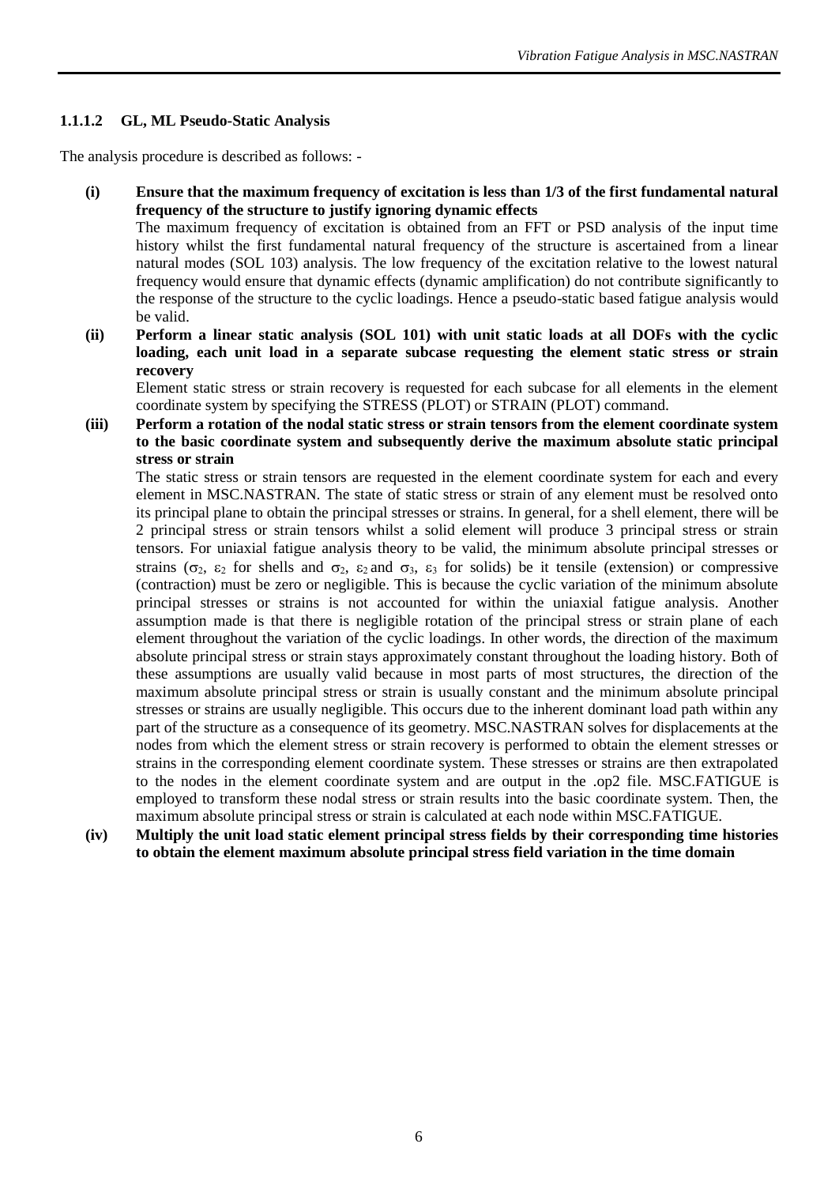#### 1.1.1.2 GL, ML Pseudo-Static Analysis

The analysis procedure is described as follows: -

**(i) Ensure that the maximum frequency of excitation is less than 1/3 of the first fundamental natural frequency of the structure to justify ignoring dynamic effects**

The maximum frequency of excitation is obtained from an FFT or PSD analysis of the input time history whilst the first fundamental natural frequency of the structure is ascertained from a linear natural modes (SOL 103) analysis. The low frequency of the excitation relative to the lowest natural frequency would ensure that dynamic effects (dynamic amplification) do not contribute significantly to the response of the structure to the cyclic loadings. Hence a pseudo-static based fatigue analysis would be valid.

**(ii) Perform a linear static analysis (SOL 101) with unit static loads at all DOFs with the cyclic loading, each unit load in a separate subcase requesting the element static stress or strain recovery**

Element static stress or strain recovery is requested for each subcase for all elements in the element coordinate system by specifying the STRESS (PLOT) or STRAIN (PLOT) command.

**(iii) Perform a rotation of the nodal static stress or strain tensors from the element coordinate system to the basic coordinate system and subsequently derive the maximum absolute static principal stress or strain**

The static stress or strain tensors are requested in the element coordinate system for each and every element in MSC.NASTRAN. The state of static stress or strain of any element must be resolved onto its principal plane to obtain the principal stresses or strains. In general, for a shell element, there will be 2 principal stress or strain tensors whilst a solid element will produce 3 principal stress or strain tensors. For uniaxial fatigue analysis theory to be valid, the minimum absolute principal stresses or strains ($\sigma_2$, $\varepsilon_2$ for shells and $\sigma_2$, $\varepsilon_2$ and $\sigma_3$, $\varepsilon_3$ for solids) be it tensile (extension) or compressive (contraction) must be zero or negligible. This is because the cyclic variation of the minimum absolute principal stresses or strains is not accounted for within the uniaxial fatigue analysis. Another assumption made is that there is negligible rotation of the principal stress or strain plane of each element throughout the variation of the cyclic loadings. In other words, the direction of the maximum absolute principal stress or strain stays approximately constant throughout the loading history. Both of these assumptions are usually valid because in most parts of most structures, the direction of the maximum absolute principal stress or strain is usually constant and the minimum absolute principal stresses or strains are usually negligible. This occurs due to the inherent dominant load path within any part of the structure as a consequence of its geometry. MSC.NASTRAN solves for displacements at the nodes from which the element stress or strain recovery is performed to obtain the element stresses or strains in the corresponding element coordinate system. These stresses or strains are then extrapolated to the nodes in the element coordinate system and are output in the .op2 file. MSC.FATIGUE is employed to transform these nodal stress or strain results into the basic coordinate system. Then, the maximum absolute principal stress or strain is calculated at each node within MSC.FATIGUE.

**(iv) Multiply the unit load static element principal stress fields by their corresponding time histories to obtain the element maximum absolute principal stress field variation in the time domain**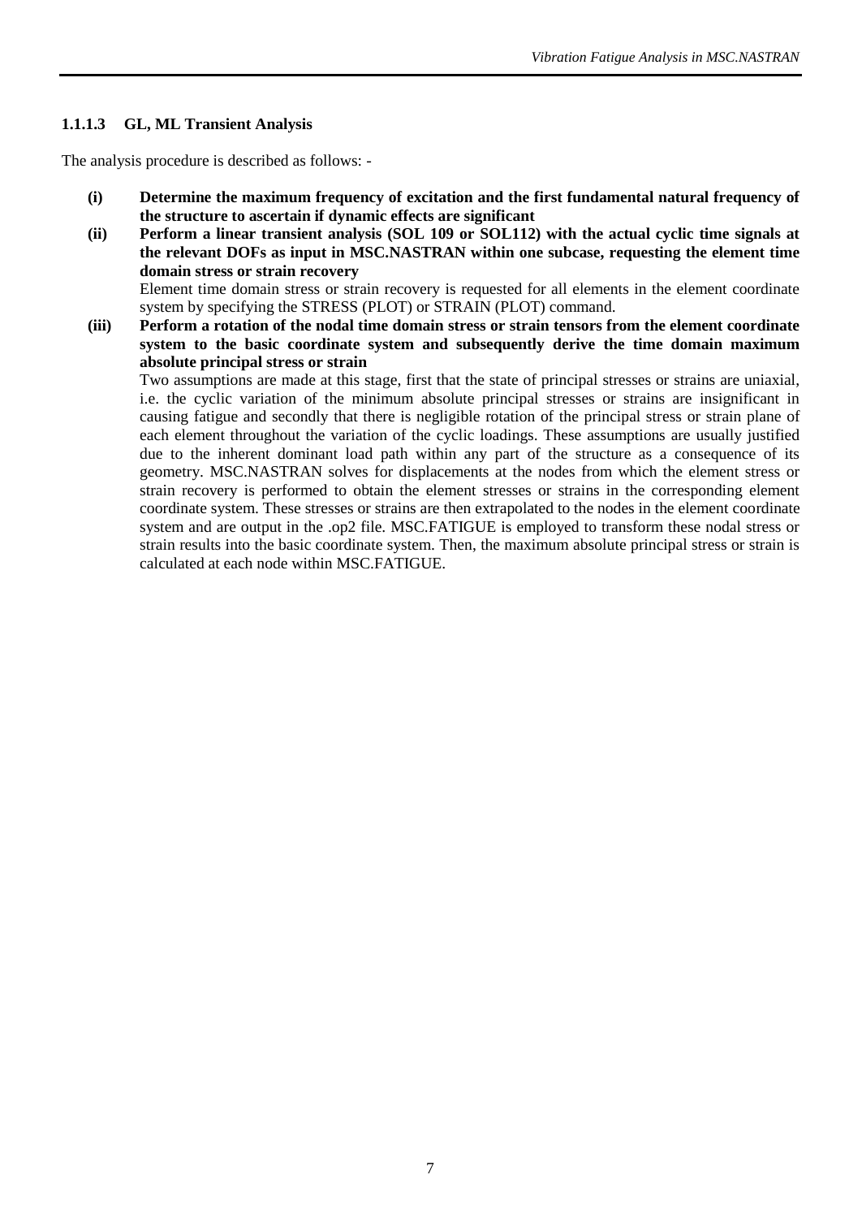#### 1.1.1.3 GL, ML Transient Analysis

The analysis procedure is described as follows: -

**(i) Determine the maximum frequency of excitation and the first fundamental natural frequency of the structure to ascertain if dynamic effects are significant**

**(ii) Perform a linear transient analysis (SOL 109 or SOL112) with the actual cyclic time signals at the relevant DOFs as input in MSC.NASTRAN within one subcase, requesting the element time domain stress or strain recovery**

Element time domain stress or strain recovery is requested for all elements in the element coordinate system by specifying the STRESS (PLOT) or STRAIN (PLOT) command.

**(iii) Perform a rotation of the nodal time domain stress or strain tensors from the element coordinate system to the basic coordinate system and subsequently derive the time domain maximum absolute principal stress or strain**

Two assumptions are made at this stage, first that the state of principal stresses or strains are uniaxial, i.e. the cyclic variation of the minimum absolute principal stresses or strains are insignificant in causing fatigue and secondly that there is negligible rotation of the principal stress or strain plane of each element throughout the variation of the cyclic loadings. These assumptions are usually justified due to the inherent dominant load path within any part of the structure as a consequence of its geometry. MSC.NASTRAN solves for displacements at the nodes from which the element stress or strain recovery is performed to obtain the element stresses or strains in the corresponding element coordinate system. These stresses or strains are then extrapolated to the nodes in the element coordinate system and are output in the .op2 file. MSC.FATIGUE is employed to transform these nodal stress or strain results into the basic coordinate system. Then, the maximum absolute principal stress or strain is calculated at each node within MSC.FATIGUE.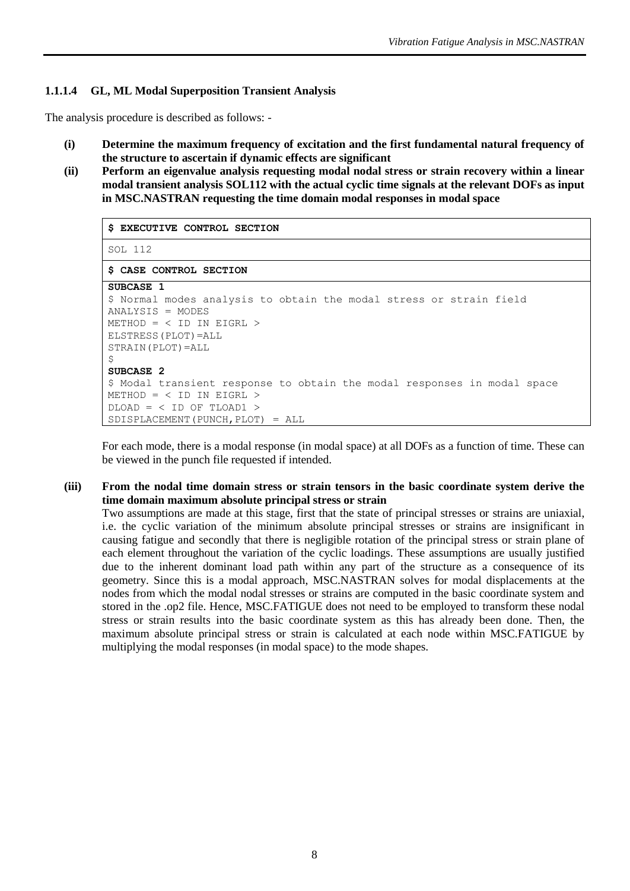#### 1.1.1.4 GL, ML Modal Superposition Transient Analysis

The analysis procedure is described as follows: -

**(i) Determine the maximum frequency of excitation and the first fundamental natural frequency of the structure to ascertain if dynamic effects are significant**

**(ii) Perform an eigenvalue analysis requesting modal nodal stress or strain recovery within a linear modal transient analysis SOL112 with the actual cyclic time signals at the relevant DOFs as input in MSC.NASTRAN requesting the time domain modal responses in modal space**

```
$ EXECUTIVE CONTROL SECTION
SOL 112
$ CASE CONTROL SECTION
SUBCASE 1
$ Normal modes analysis to obtain the modal stress or strain field
ANALYSIS = MODES
METHOD = < ID IN EIGRL >
ELSTRESS(PLOT)=ALL
STRAIN(PLOT)=ALL
$
SUBCASE 2
$ Modal transient response to obtain the modal responses in modal space
METHOD = < ID IN EIGRL >
DLOAD = < ID OF TLOAD1 >
SDISPLACEMENT(PUNCH,PLOT) = ALL
```

For each mode, there is a modal response (in modal space) at all DOFs as a function of time. These can be viewed in the punch file requested if intended.

**(iii) From the nodal time domain stress or strain tensors in the basic coordinate system derive the time domain maximum absolute principal stress or strain**

Two assumptions are made at this stage, first that the state of principal stresses or strains are uniaxial, i.e. the cyclic variation of the minimum absolute principal stresses or strains are insignificant in causing fatigue and secondly that there is negligible rotation of the principal stress or strain plane of each element throughout the variation of the cyclic loadings. These assumptions are usually justified due to the inherent dominant load path within any part of the structure as a consequence of its geometry. Since this is a modal approach, MSC.NASTRAN solves for modal displacements at the nodes from which the modal nodal stresses or strains are computed in the basic coordinate system and stored in the .op2 file. Hence, MSC.FATIGUE does not need to be employed to transform these nodal stress or strain results into the basic coordinate system as this has already been done. Then, the maximum absolute principal stress or strain is calculated at each node within MSC.FATIGUE by multiplying the modal responses (in modal space) to the mode shapes.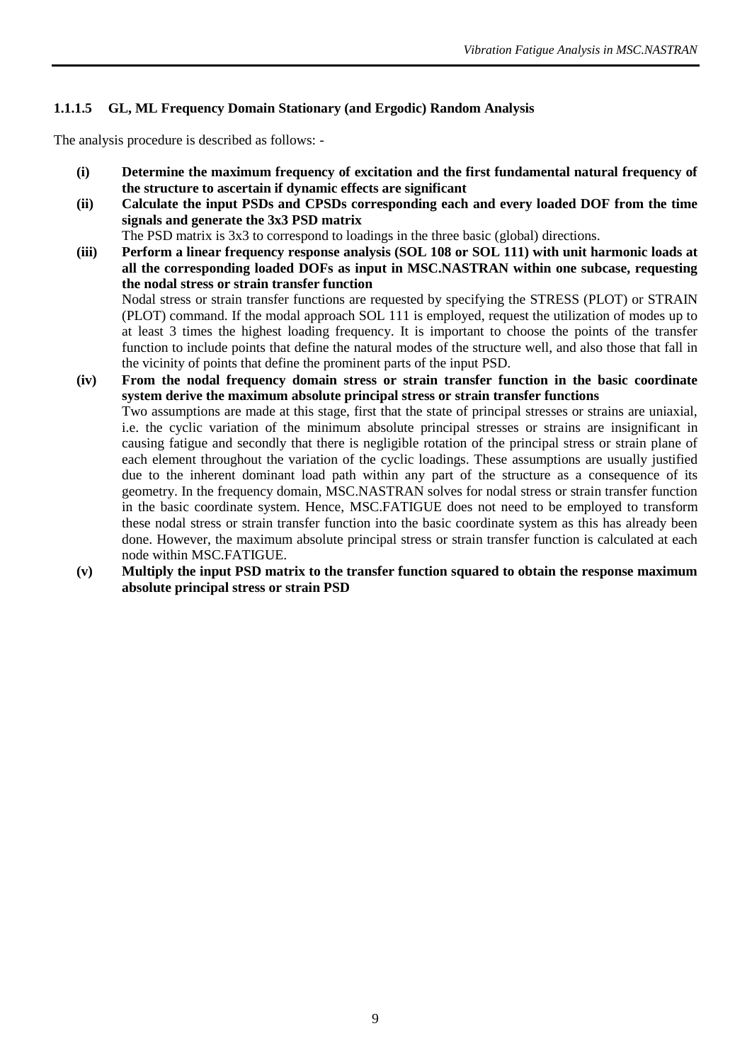#### 1.1.1.5 GL, ML Frequency Domain Stationary (and Ergodic) Random Analysis

The analysis procedure is described as follows: -

**(i) Determine the maximum frequency of excitation and the first fundamental natural frequency of the structure to ascertain if dynamic effects are significant**

**(ii) Calculate the input PSDs and CPSDs corresponding each and every loaded DOF from the time signals and generate the 3x3 PSD matrix**

The PSD matrix is 3x3 to correspond to loadings in the three basic (global) directions.

**(iii) Perform a linear frequency response analysis (SOL 108 or SOL 111) with unit harmonic loads at all the corresponding loaded DOFs as input in MSC.NASTRAN within one subcase, requesting the nodal stress or strain transfer function**

Nodal stress or strain transfer functions are requested by specifying the STRESS (PLOT) or STRAIN (PLOT) command. If the modal approach SOL 111 is employed, request the utilization of modes up to at least 3 times the highest loading frequency. It is important to choose the points of the transfer function to include points that define the natural modes of the structure well, and also those that fall in the vicinity of points that define the prominent parts of the input PSD.

**(iv) From the nodal frequency domain stress or strain transfer function in the basic coordinate system derive the maximum absolute principal stress or strain transfer functions**

Two assumptions are made at this stage, first that the state of principal stresses or strains are uniaxial, i.e. the cyclic variation of the minimum absolute principal stresses or strains are insignificant in causing fatigue and secondly that there is negligible rotation of the principal stress or strain plane of each element throughout the variation of the cyclic loadings. These assumptions are usually justified due to the inherent dominant load path within any part of the structure as a consequence of its geometry. In the frequency domain, MSC.NASTRAN solves for nodal stress or strain transfer function in the basic coordinate system. Hence, MSC.FATIGUE does not need to be employed to transform these nodal stress or strain transfer function into the basic coordinate system as this has already been done. However, the maximum absolute principal stress or strain transfer function is calculated at each node within MSC.FATIGUE.

**(v) Multiply the input PSD matrix to the transfer function squared to obtain the response maximum absolute principal stress or strain PSD**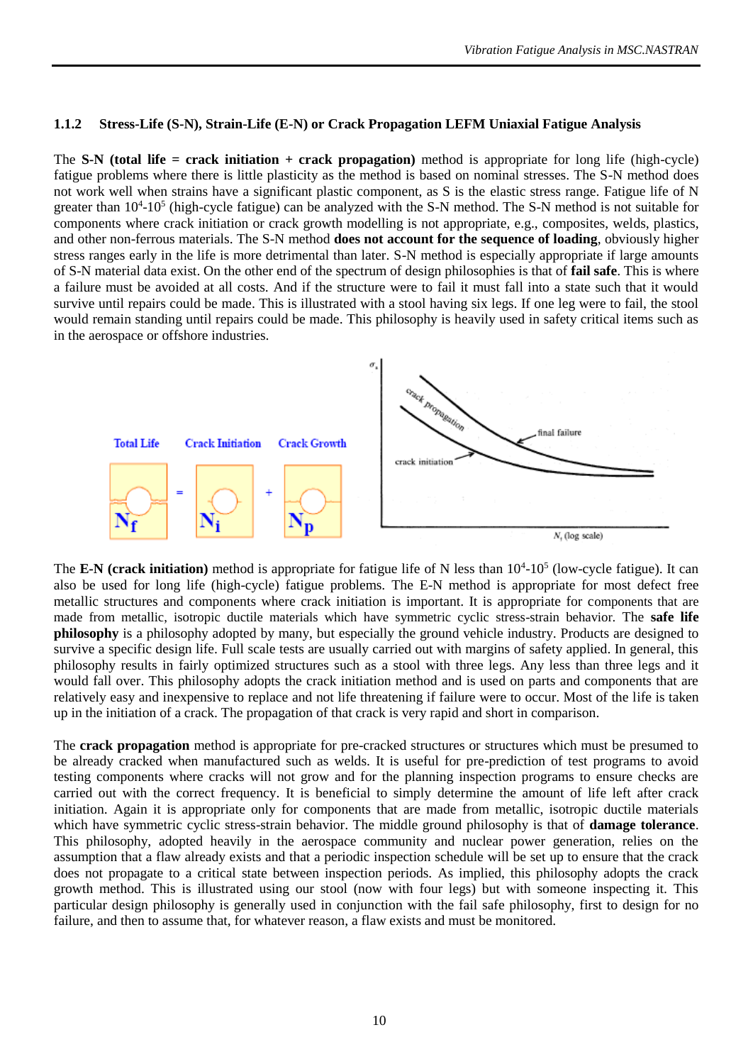### 1.1.2 Stress-Life (S-N), Strain-Life (E-N) or Crack Propagation LEFM Uniaxial Fatigue Analysis

The **S-N (total life = crack initiation + crack propagation)** method is appropriate for long life (high-cycle) fatigue problems where there is little plasticity as the method is based on nominal stresses. The S-N method does not work well when strains have a significant plastic component, as S is the elastic stress range. Fatigue life of N greater than $10^4$-$10^5$ (high-cycle fatigue) can be analyzed with the S-N method. The S-N method is not suitable for components where crack initiation or crack growth modelling is not appropriate, e.g., composites, welds, plastics, and other non-ferrous materials. The S-N method **does not account for the sequence of loading**, obviously higher stress ranges early in the life is more detrimental than later. S-N method is especially appropriate if large amounts of S-N material data exist. On the other end of the spectrum of design philosophies is that of **fail safe**. This is where a failure must be avoided at all costs. And if the structure were to fail it must fall into a state such that it would survive until repairs could be made. This is illustrated with a stool having six legs. If one leg were to fail, the stool would remain standing until repairs could be made. This philosophy is heavily used in safety critical items such as in the aerospace or offshore industries.

The **E-N (crack initiation)** method is appropriate for fatigue life of N less than $10^4$-$10^5$ (low-cycle fatigue). It can also be used for long life (high-cycle) fatigue problems. The E-N method is appropriate for most defect free metallic structures and components where crack initiation is important. It is appropriate for components that are made from metallic, isotropic ductile materials which have symmetric cyclic stress-strain behavior. The **safe life philosophy** is a philosophy adopted by many, but especially the ground vehicle industry. Products are designed to survive a specific design life. Full scale tests are usually carried out with margins of safety applied. In general, this philosophy results in fairly optimized structures such as a stool with three legs. Any less than three legs and it would fall over. This philosophy adopts the crack initiation method and is used on parts and components that are relatively easy and inexpensive to replace and not life threatening if failure were to occur. Most of the life is taken up in the initiation of a crack. The propagation of that crack is very rapid and short in comparison.

The **crack propagation** method is appropriate for pre-cracked structures or structures which must be presumed to be already cracked when manufactured such as welds. It is useful for pre-prediction of test programs to avoid testing components where cracks will not grow and for the planning inspection programs to ensure checks are carried out with the correct frequency. It is beneficial to simply determine the amount of life left after crack initiation. Again it is appropriate only for components that are made from metallic, isotropic ductile materials which have symmetric cyclic stress-strain behavior. The middle ground philosophy is that of **damage tolerance**. This philosophy, adopted heavily in the aerospace community and nuclear power generation, relies on the assumption that a flaw already exists and that a periodic inspection schedule will be set up to ensure that the crack does not propagate to a critical state between inspection periods. As implied, this philosophy adopts the crack growth method. This is illustrated using our stool (now with four legs) but with someone inspecting it. This particular design philosophy is generally used in conjunction with the fail safe philosophy, first to design for no failure, and then to assume that, for whatever reason, a flaw exists and must be monitored.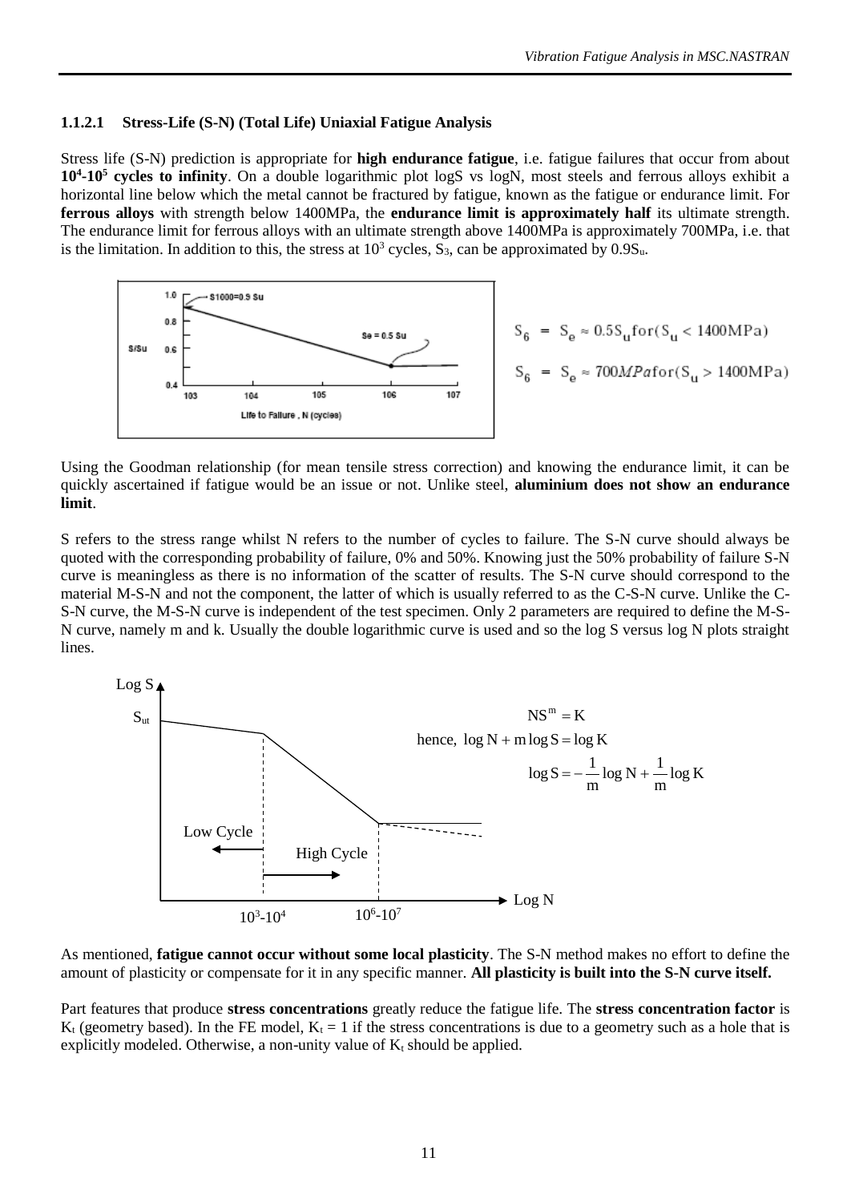#### 1.1.2.1 Stress-Life (S-N) (Total Life) Uniaxial Fatigue Analysis

Stress life (S-N) prediction is appropriate for **high endurance fatigue**, i.e. fatigue failures that occur from about **$10^4$-$10^5$ cycles to infinity**. On a double logarithmic plot logS vs logN, most steels and ferrous alloys exhibit a horizontal line below which the metal cannot be fractured by fatigue, known as the fatigue or endurance limit. For **ferrous alloys** with strength below 1400MPa, the **endurance limit is approximately half** its ultimate strength. The endurance limit for ferrous alloys with an ultimate strength above 1400MPa is approximately 700MPa, i.e. that is the limitation. In addition to this, the stress at $10^3$ cycles, $S_3$, can be approximated by $0.9S_u$.

$$S_6 = S_e \approx 0.5S_u \text{for}(S_u < 1400\text{MPa})$$

$$S_6 = S_e \approx 700MPa\text{for}(S_u > 1400\text{MPa})$$

Using the Goodman relationship (for mean tensile stress correction) and knowing the endurance limit, it can be quickly ascertained if fatigue would be an issue or not. Unlike steel, **aluminium does not show an endurance limit**.

S refers to the stress range whilst N refers to the number of cycles to failure. The S-N curve should always be quoted with the corresponding probability of failure, 0% and 50%. Knowing just the 50% probability of failure S-N curve is meaningless as there is no information of the scatter of results. The S-N curve should correspond to the material M-S-N and not the component, the latter of which is usually referred to as the C-S-N curve. Unlike the C-S-N curve, the M-S-N curve is independent of the test specimen. Only 2 parameters are required to define the M-S-N curve, namely m and k. Usually the double logarithmic curve is used and so the log S versus log N plots straight lines.

$$NS^m = K$$

$$\text{hence, } \log N + m \log S = \log K$$

$$\log S = -\frac{1}{m}\log N + \frac{1}{m}\log K$$

As mentioned, **fatigue cannot occur without some local plasticity**. The S-N method makes no effort to define the amount of plasticity or compensate for it in any specific manner. **All plasticity is built into the S-N curve itself.**

Part features that produce **stress concentrations** greatly reduce the fatigue life. The **stress concentration factor** is $K_t$ (geometry based). In the FE model, $K_t = 1$ if the stress concentrations is due to a geometry such as a hole that is explicitly modeled. Otherwise, a non-unity value of $K_t$ should be applied.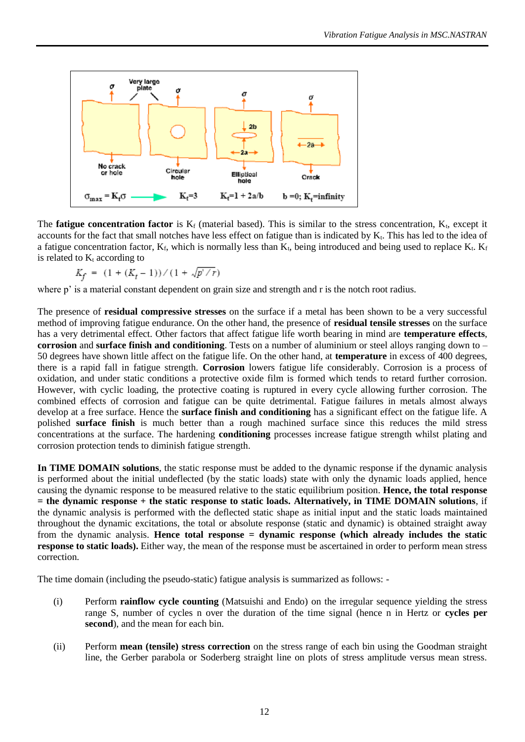The **fatigue concentration factor** is $K_f$ (material based). This is similar to the stress concentration, $K_t$, except it accounts for the fact that small notches have less effect on fatigue than is indicated by $K_t$. This has led to the idea of a fatigue concentration factor, $K_f$, which is normally less than $K_t$, being introduced and being used to replace $K_t$. $K_f$ is related to $K_t$ according to

$$K_f = (1 + (K_t - 1))/(1 + \sqrt{p'/r})$$

where p' is a material constant dependent on grain size and strength and r is the notch root radius.

The presence of **residual compressive stresses** on the surface if a metal has been shown to be a very successful method of improving fatigue endurance. On the other hand, the presence of **residual tensile stresses** on the surface has a very detrimental effect. Other factors that affect fatigue life worth bearing in mind are **temperature effects**, **corrosion** and **surface finish and conditioning**. Tests on a number of aluminium or steel alloys ranging down to – 50 degrees have shown little affect on the fatigue life. On the other hand, at **temperature** in excess of 400 degrees, there is a rapid fall in fatigue strength. **Corrosion** lowers fatigue life considerably. Corrosion is a process of oxidation, and under static conditions a protective oxide film is formed which tends to retard further corrosion. However, with cyclic loading, the protective coating is ruptured in every cycle allowing further corrosion. The combined effects of corrosion and fatigue can be quite detrimental. Fatigue failures in metals almost always develop at a free surface. Hence the **surface finish and conditioning** has a significant effect on the fatigue life. A polished **surface finish** is much better than a rough machined surface since this reduces the mild stress concentrations at the surface. The hardening **conditioning** processes increase fatigue strength whilst plating and corrosion protection tends to diminish fatigue strength.

**In TIME DOMAIN solutions**, the static response must be added to the dynamic response if the dynamic analysis is performed about the initial undeflected (by the static loads) state with only the dynamic loads applied, hence causing the dynamic response to be measured relative to the static equilibrium position. **Hence, the total response = the dynamic response + the static response to static loads. Alternatively, in TIME DOMAIN solutions**, if the dynamic analysis is performed with the deflected static shape as initial input and the static loads maintained throughout the dynamic excitations, the total or absolute response (static and dynamic) is obtained straight away from the dynamic analysis. **Hence total response = dynamic response (which already includes the static response to static loads).** Either way, the mean of the response must be ascertained in order to perform mean stress correction.

The time domain (including the pseudo-static) fatigue analysis is summarized as follows: -

(i) Perform **rainflow cycle counting** (Matsuishi and Endo) on the irregular sequence yielding the stress range S, number of cycles n over the duration of the time signal (hence n in Hertz or **cycles per second**), and the mean for each bin.

(ii) Perform **mean (tensile) stress correction** on the stress range of each bin using the Goodman straight line, the Gerber parabola or Soderberg straight line on plots of stress amplitude versus mean stress.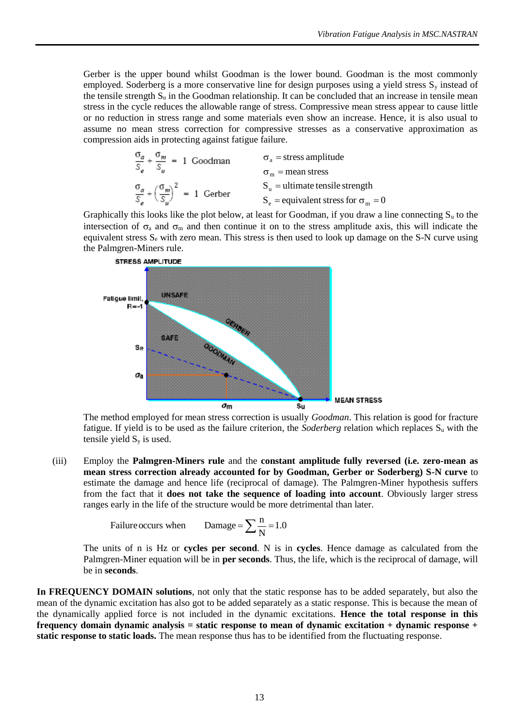Gerber is the upper bound whilst Goodman is the lower bound. Goodman is the most commonly employed. Soderberg is a more conservative line for design purposes using a yield stress $S_y$ instead of the tensile strength $S_u$ in the Goodman relationship. It can be concluded that an increase in tensile mean stress in the cycle reduces the allowable range of stress. Compressive mean stress appear to cause little or no reduction in stress range and some materials even show an increase. Hence, it is also usual to assume no mean stress correction for compressive stresses as a conservative approximation as compression aids in protecting against fatigue failure.

$$\frac{\sigma_a}{S_e} + \frac{\sigma_m}{S_u} = 1 \quad \text{Goodman}$$

$$\frac{\sigma_a}{S_e} + \left(\frac{\sigma_m}{S_u}\right)^2 = 1 \quad \text{Gerber}$$

$\sigma_a$ = stress amplitude
$\sigma_m$ = mean stress
$S_u$ = ultimate tensile strength
$S_e$ = equivalent stress for $\sigma_m = 0$

Graphically this looks like the plot below, at least for Goodman, if you draw a line connecting $S_u$ to the intersection of $\sigma_a$ and $\sigma_m$ and then continue it on to the stress amplitude axis, this will indicate the equivalent stress $S_e$ with zero mean. This stress is then used to look up damage on the S-N curve using the Palmgren-Miners rule.

The method employed for mean stress correction is usually *Goodman*. This relation is good for fracture fatigue. If yield is to be used as the failure criterion, the *Soderberg* relation which replaces $S_u$ with the tensile yield $S_y$ is used.

(iii) Employ the **Palmgren-Miners rule** and the **constant amplitude fully reversed (i.e. zero-mean as mean stress correction already accounted for by Goodman, Gerber or Soderberg) S-N curve** to estimate the damage and hence life (reciprocal of damage). The Palmgren-Miner hypothesis suffers from the fact that it **does not take the sequence of loading into account**. Obviously larger stress ranges early in the life of the structure would be more detrimental than later.

$$\text{Failure occurs when} \qquad \text{Damage} = \sum \frac{n}{N} = 1.0$$

The units of n is Hz or **cycles per second**. N is in **cycles**. Hence damage as calculated from the Palmgren-Miner equation will be in **per seconds**. Thus, the life, which is the reciprocal of damage, will be in **seconds**.

**In FREQUENCY DOMAIN solutions**, not only that the static response has to be added separately, but also the mean of the dynamic excitation has also got to be added separately as a static response. This is because the mean of the dynamically applied force is not included in the dynamic excitations. **Hence the total response in this frequency domain dynamic analysis = static response to mean of dynamic excitation + dynamic response + static response to static loads.** The mean response thus has to be identified from the fluctuating response.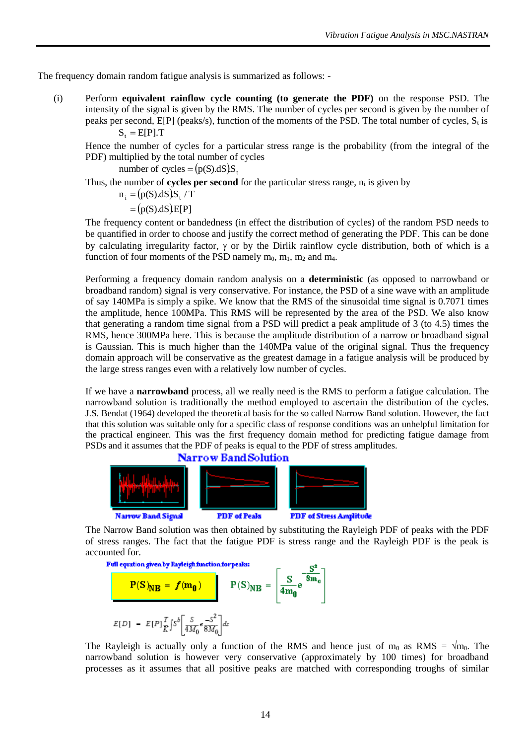The frequency domain random fatigue analysis is summarized as follows: -

(i) Perform **equivalent rainflow cycle counting (to generate the PDF)** on the response PSD. The intensity of the signal is given by the RMS. The number of cycles per second is given by the number of peaks per second, E[P] (peaks/s), function of the moments of the PSD. The total number of cycles, $S_t$ is

$$S_t = E[P].T$$

Hence the number of cycles for a particular stress range is the probability (from the integral of the PDF) multiplied by the total number of cycles

$$\text{number of cycles} = (p(S).dS)S_t$$

Thus, the number of **cycles per second** for the particular stress range, $n_i$ is given by

$$n_i = (p(S).dS)S_t / T$$
$$= (p(S).dS)E[P]$$

The frequency content or bandedness (in effect the distribution of cycles) of the random PSD needs to be quantified in order to choose and justify the correct method of generating the PDF. This can be done by calculating irregularity factor, γ or by the Dirlik rainflow cycle distribution, both of which is a function of four moments of the PSD namely $m_0$, $m_1$, $m_2$ and $m_4$.

Performing a frequency domain random analysis on a **deterministic** (as opposed to narrowband or broadband random) signal is very conservative. For instance, the PSD of a sine wave with an amplitude of say 140MPa is simply a spike. We know that the RMS of the sinusoidal time signal is 0.7071 times the amplitude, hence 100MPa. This RMS will be represented by the area of the PSD. We also know that generating a random time signal from a PSD will predict a peak amplitude of 3 (to 4.5) times the RMS, hence 300MPa here. This is because the amplitude distribution of a narrow or broadband signal is Gaussian. This is much higher than the 140MPa value of the original signal. Thus the frequency domain approach will be conservative as the greatest damage in a fatigue analysis will be produced by the large stress ranges even with a relatively low number of cycles.

If we have a **narrowband** process, all we really need is the RMS to perform a fatigue calculation. The narrowband solution is traditionally the method employed to ascertain the distribution of the cycles. J.S. Bendat (1964) developed the theoretical basis for the so called Narrow Band solution. However, the fact that this solution was suitable only for a specific class of response conditions was an unhelpful limitation for the practical engineer. This was the first frequency domain method for predicting fatigue damage from PSDs and it assumes that the PDF of peaks is equal to the PDF of stress amplitudes.

**Narrow Band Solution**

Narrow Band Signal — PDF of Peaks — PDF of Stress Amplitude

The Narrow Band solution was then obtained by substituting the Rayleigh PDF of peaks with the PDF of stress ranges. The fact that the fatigue PDF is stress range and the Rayleigh PDF is the peak is accounted for.

Full equation given by Rayleigh function for peaks:

$$P(S)_{NB} = f(m_0) \qquad P(S)_{NB} = \left[\frac{S}{4m_0}e^{-\frac{S^2}{8m_0}}\right]$$

$$E[D] = E[P]\frac{T}{K}\int S^b\left[\frac{S}{4M_0}e^{\frac{-S^2}{8M_0}}\right]ds$$

The Rayleigh is actually only a function of the RMS and hence just of $m_0$ as RMS = $\sqrt{m_0}$. The narrowband solution is however very conservative (approximately by 100 times) for broadband processes as it assumes that all positive peaks are matched with corresponding troughs of similar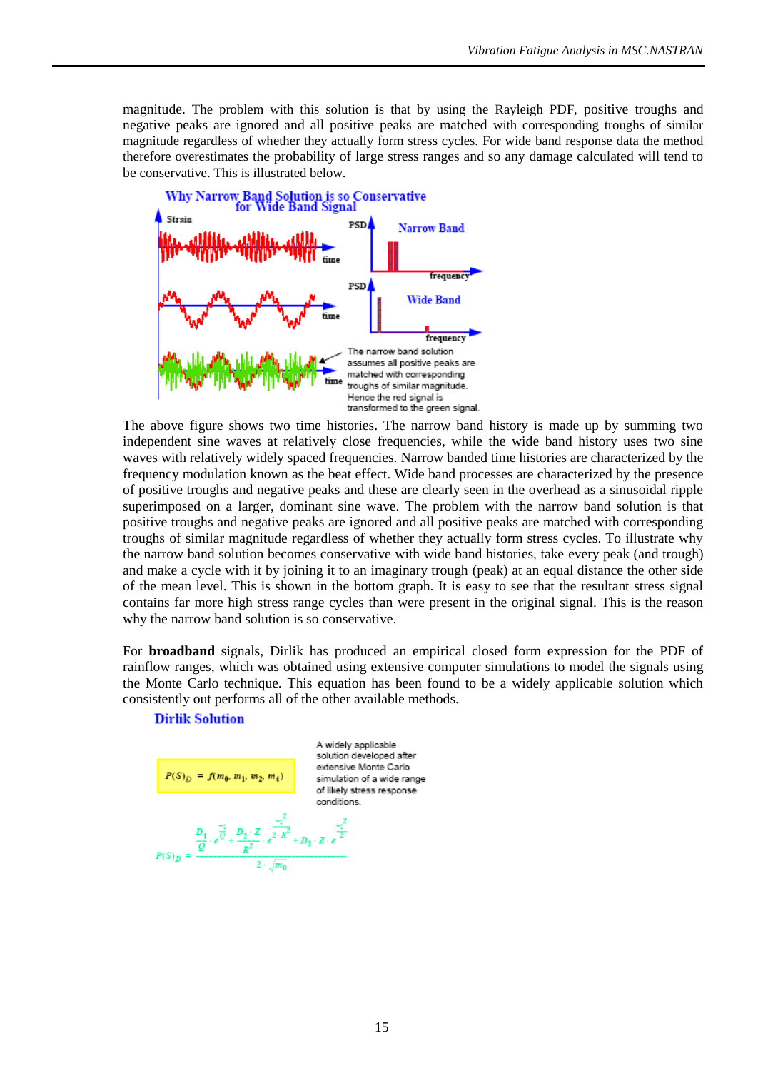magnitude. The problem with this solution is that by using the Rayleigh PDF, positive troughs and negative peaks are ignored and all positive peaks are matched with corresponding troughs of similar magnitude regardless of whether they actually form stress cycles. For wide band response data the method therefore overestimates the probability of large stress ranges and so any damage calculated will tend to be conservative. This is illustrated below.

**Why Narrow Band Solution is so Conservative for Wide Band Signal**

Strain — time; PSD — Narrow Band — frequency; PSD — Wide Band — frequency

The narrow band solution assumes all positive peaks are matched with corresponding troughs of similar magnitude. Hence the red signal is transformed to the green signal.

The above figure shows two time histories. The narrow band history is made up by summing two independent sine waves at relatively close frequencies, while the wide band history uses two sine waves with relatively widely spaced frequencies. Narrow banded time histories are characterized by the frequency modulation known as the beat effect. Wide band processes are characterized by the presence of positive troughs and negative peaks and these are clearly seen in the overhead as a sinusoidal ripple superimposed on a larger, dominant sine wave. The problem with the narrow band solution is that positive troughs and negative peaks are ignored and all positive peaks are matched with corresponding troughs of similar magnitude regardless of whether they actually form stress cycles. To illustrate why the narrow band solution becomes conservative with wide band histories, take every peak (and trough) and make a cycle with it by joining it to an imaginary trough (peak) at an equal distance the other side of the mean level. This is shown in the bottom graph. It is easy to see that the resultant stress signal contains far more high stress range cycles than were present in the original signal. This is the reason why the narrow band solution is so conservative.

For **broadband** signals, Dirlik has produced an empirical closed form expression for the PDF of rainflow ranges, which was obtained using extensive computer simulations to model the signals using the Monte Carlo technique. This equation has been found to be a widely applicable solution which consistently out performs all of the other available methods.

**Dirlik Solution**

$$P(S)_D = f(m_0, m_1, m_2, m_4)$$

A widely applicable solution developed after extensive Monte Carlo simulation of a wide range of likely stress response conditions.

$$P(S)_D = \frac{\frac{D_1}{Q} \cdot e^{\frac{-Z}{Q}} + \frac{D_2 \cdot Z}{R^2} \cdot e^{\frac{-Z^2}{2 \cdot R^2}} + D_3 \cdot Z \cdot e^{\frac{-Z^2}{2}}}{2 \cdot \sqrt{m_0}}$$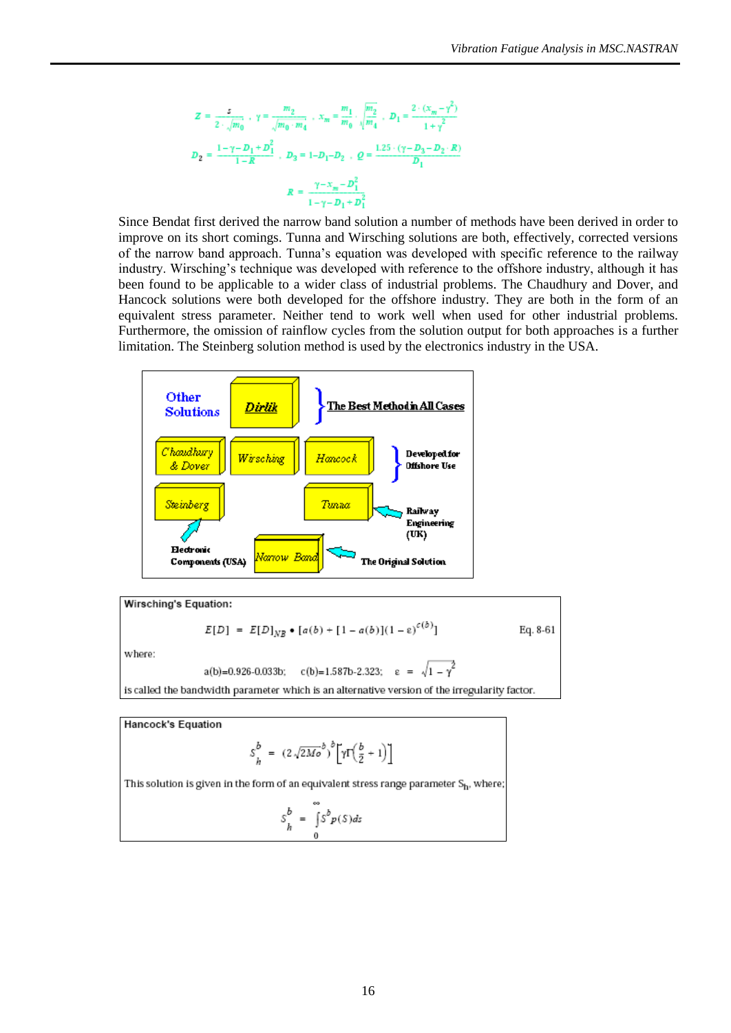$$Z = \frac{s}{2 \cdot \sqrt{m_0}}, \quad \gamma = \frac{m_2}{\sqrt{m_0 \cdot m_4}}, \quad x_m = \frac{m_1}{m_0} \cdot \sqrt{\frac{m_2}{m_4}}, \quad D_1 = \frac{2 \cdot (x_m - \gamma^2)}{1 + \gamma^2}$$

$$D_2 = \frac{1 - \gamma - D_1 + D_1^2}{1 - R}, \quad D_3 = 1 - D_1 - D_2, \quad Q = \frac{1.25 \cdot (\gamma - D_3 - D_2 \cdot R)}{D_1}$$

$$R = \frac{\gamma - x_m - D_1^2}{1 - \gamma - D_1 + D_1^2}$$

Since Bendat first derived the narrow band solution a number of methods have been derived in order to improve on its short comings. Tunna and Wirsching solutions are both, effectively, corrected versions of the narrow band approach. Tunna's equation was developed with specific reference to the railway industry. Wirsching's technique was developed with reference to the offshore industry, although it has been found to be applicable to a wider class of industrial problems. The Chaudhury and Dover, and Hancock solutions were both developed for the offshore industry. They are both in the form of an equivalent stress parameter. Neither tend to work well when used for other industrial problems. Furthermore, the omission of rainflow cycles from the solution output for both approaches is a further limitation. The Steinberg solution method is used by the electronics industry in the USA.

Other Solutions

- **Dirlik** — The Best Method in All Cases
- Chaudhury & Dover, Wirsching, Hancock — Developed for Offshore Use
- Steinberg — Electronic Components (USA)
- Tunna — Railway Engineering (UK)
- Narrow Band — The Original Solution

**Wirsching's Equation:**

$$E[D] = E[D]_{NB} \bullet [a(b) + [1 - a(b)](1 - \varepsilon)^{c(b)}] \qquad \text{Eq. 8-61}$$

where:

$a(b) = 0.926 - 0.033b$; $\quad c(b) = 1.587b - 2.323$; $\quad \varepsilon = \sqrt{1 - \gamma^2}$

is called the bandwidth parameter which is an alternative version of the irregularity factor.

**Hancock's Equation**

$$S_h^b = (2\sqrt{2Mo})^b \left[\gamma\Gamma\left(\frac{b}{2} + 1\right)\right]$$

This solution is given in the form of an equivalent stress range parameter $S_h$, where;

$$S_h^b = \int_0^\infty S^b p(S)\,ds$$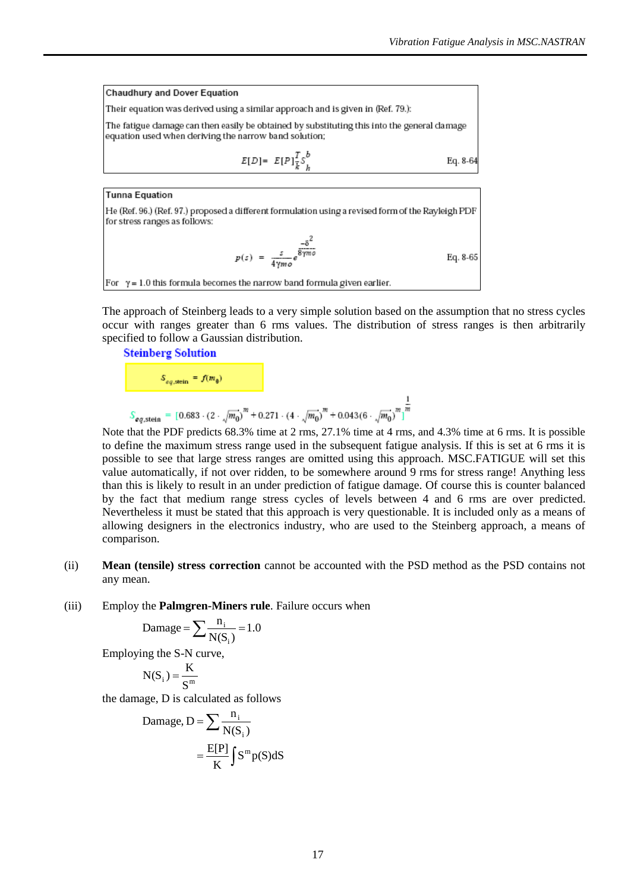**Chaudhury and Dover Equation**

Their equation was derived using a similar approach and is given in (Ref. 79.):

The fatigue damage can then easily be obtained by substituting this into the general damage equation used when deriving the narrow band solution;

$$E[D] = E[P]\frac{T}{k}S_h^b \qquad \text{Eq. 8-64}$$

**Tunna Equation**

He (Ref. 96.) (Ref. 97.) proposed a different formulation using a revised form of the Rayleigh PDF for stress ranges as follows:

$$p(s) = \frac{s}{4\gamma m_0} e^{\frac{-s^2}{8\gamma m_0}} \qquad \text{Eq. 8-65}$$

For $\gamma = 1.0$ this formula becomes the narrow band formula given earlier.

The approach of Steinberg leads to a very simple solution based on the assumption that no stress cycles occur with ranges greater than 6 rms values. The distribution of stress ranges is then arbitrarily specified to follow a Gaussian distribution.

**Steinberg Solution**

$$S_{eq,stein} = f(m_0)$$

$$S_{eq,stein} = \left[0.683 \cdot \left(2 \cdot \sqrt{m_0}\right)^m + 0.271 \cdot \left(4 \cdot \sqrt{m_0}\right)^m + 0.043\left(6 \cdot \sqrt{m_0}\right)^m\right]^{\frac{1}{m}}$$

Note that the PDF predicts 68.3% time at 2 rms, 27.1% time at 4 rms, and 4.3% time at 6 rms. It is possible to define the maximum stress range used in the subsequent fatigue analysis. If this is set at 6 rms it is possible to see that large stress ranges are omitted using this approach. MSC.FATIGUE will set this value automatically, if not over ridden, to be somewhere around 9 rms for stress range! Anything less than this is likely to result in an under prediction of fatigue damage. Of course this is counter balanced by the fact that medium range stress cycles of levels between 4 and 6 rms are over predicted. Nevertheless it must be stated that this approach is very questionable. It is included only as a means of allowing designers in the electronics industry, who are used to the Steinberg approach, a means of comparison.

(ii) **Mean (tensile) stress correction** cannot be accounted with the PSD method as the PSD contains not any mean.

(iii) Employ the **Palmgren-Miners rule**. Failure occurs when

$$\text{Damage} = \sum \frac{n_i}{N(S_i)} = 1.0$$

Employing the S-N curve,

$$N(S_i) = \frac{K}{S^m}$$

the damage, D is calculated as follows

$$\text{Damage, D} = \sum \frac{n_i}{N(S_i)}$$

$$= \frac{E[P]}{K}\int S^m p(S)dS$$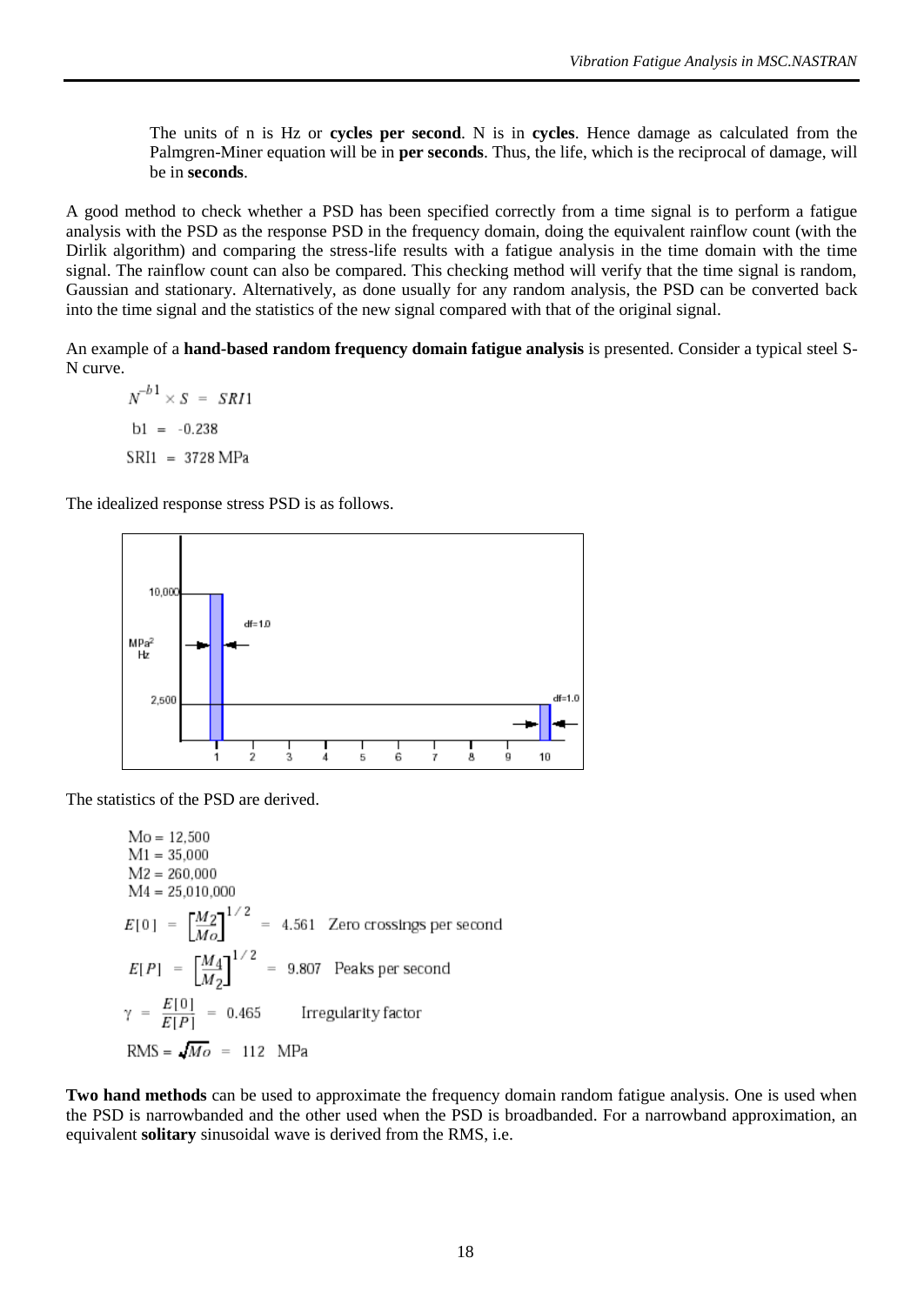The units of n is Hz or **cycles per second**. N is in **cycles**. Hence damage as calculated from the Palmgren-Miner equation will be in **per seconds**. Thus, the life, which is the reciprocal of damage, will be in **seconds**.

A good method to check whether a PSD has been specified correctly from a time signal is to perform a fatigue analysis with the PSD as the response PSD in the frequency domain, doing the equivalent rainflow count (with the Dirlik algorithm) and comparing the stress-life results with a fatigue analysis in the time domain with the time signal. The rainflow count can also be compared. This checking method will verify that the time signal is random, Gaussian and stationary. Alternatively, as done usually for any random analysis, the PSD can be converted back into the time signal and the statistics of the new signal compared with that of the original signal.

An example of a **hand-based random frequency domain fatigue analysis** is presented. Consider a typical steel S-N curve.

$$N^{-b1} \times S = SRI1$$

$$b1 = -0.238$$

$$SRI1 = 3728 \text{ MPa}$$

The idealized response stress PSD is as follows.

The statistics of the PSD are derived.

Mo = 12,500
M1 = 35,000
M2 = 260,000
M4 = 25,010,000

$$E[0] = \left[\frac{M_2}{Mo}\right]^{1/2} = 4.561 \quad \text{Zero crossings per second}$$

$$E[P] = \left[\frac{M_4}{M_2}\right]^{1/2} = 9.807 \quad \text{Peaks per second}$$

$$\gamma = \frac{E[0]}{E[P]} = 0.465 \qquad \text{Irregularity factor}$$

$$\text{RMS} = \sqrt{Mo} = 112 \quad \text{MPa}$$

**Two hand methods** can be used to approximate the frequency domain random fatigue analysis. One is used when the PSD is narrowbanded and the other used when the PSD is broadbanded. For a narrowband approximation, an equivalent **solitary** sinusoidal wave is derived from the RMS, i.e.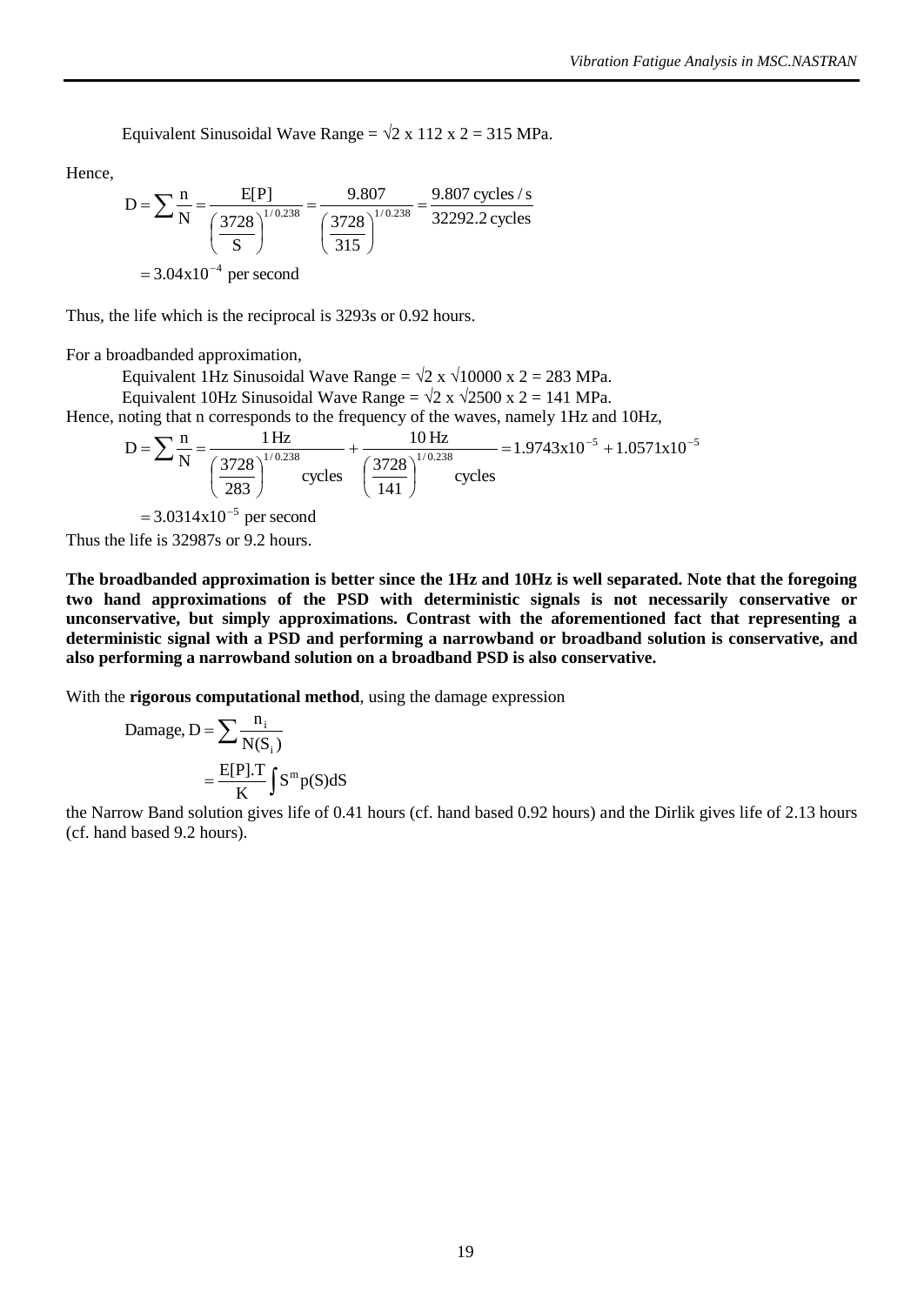Equivalent Sinusoidal Wave Range = $\sqrt{2}$ x 112 x 2 = 315 MPa.

Hence,

$$D = \sum \frac{n}{N} = \frac{E[P]}{\left(\frac{3728}{S}\right)^{1/0.238}} = \frac{9.807}{\left(\frac{3728}{315}\right)^{1/0.238}} = \frac{9.807 \text{ cycles/s}}{32292.2 \text{ cycles}}$$

$$= 3.04\text{x}10^{-4} \text{ per second}$$

Thus, the life which is the reciprocal is 3293s or 0.92 hours.

For a broadbanded approximation,

Equivalent 1Hz Sinusoidal Wave Range = $\sqrt{2}$ x $\sqrt{10000}$ x 2 = 283 MPa.

Equivalent 10Hz Sinusoidal Wave Range = $\sqrt{2}$ x $\sqrt{2500}$ x 2 = 141 MPa.

Hence, noting that n corresponds to the frequency of the waves, namely 1Hz and 10Hz,

$$D = \sum \frac{n}{N} = \frac{1\,\text{Hz}}{\left(\frac{3728}{283}\right)^{1/0.238} \text{cycles}} + \frac{10\,\text{Hz}}{\left(\frac{3728}{141}\right)^{1/0.238} \text{cycles}} = 1.9743\text{x}10^{-5} + 1.0571\text{x}10^{-5}$$

$$= 3.0314\text{x}10^{-5} \text{ per second}$$

Thus the life is 32987s or 9.2 hours.

**The broadbanded approximation is better since the 1Hz and 10Hz is well separated. Note that the foregoing two hand approximations of the PSD with deterministic signals is not necessarily conservative or unconservative, but simply approximations. Contrast with the aforementioned fact that representing a deterministic signal with a PSD and performing a narrowband or broadband solution is conservative, and also performing a narrowband solution on a broadband PSD is also conservative.**

With the **rigorous computational method**, using the damage expression

$$\text{Damage, } D = \sum \frac{n_i}{N(S_i)}$$

$$= \frac{E[P].T}{K} \int S^m p(S) dS$$

the Narrow Band solution gives life of 0.41 hours (cf. hand based 0.92 hours) and the Dirlik gives life of 2.13 hours (cf. hand based 9.2 hours).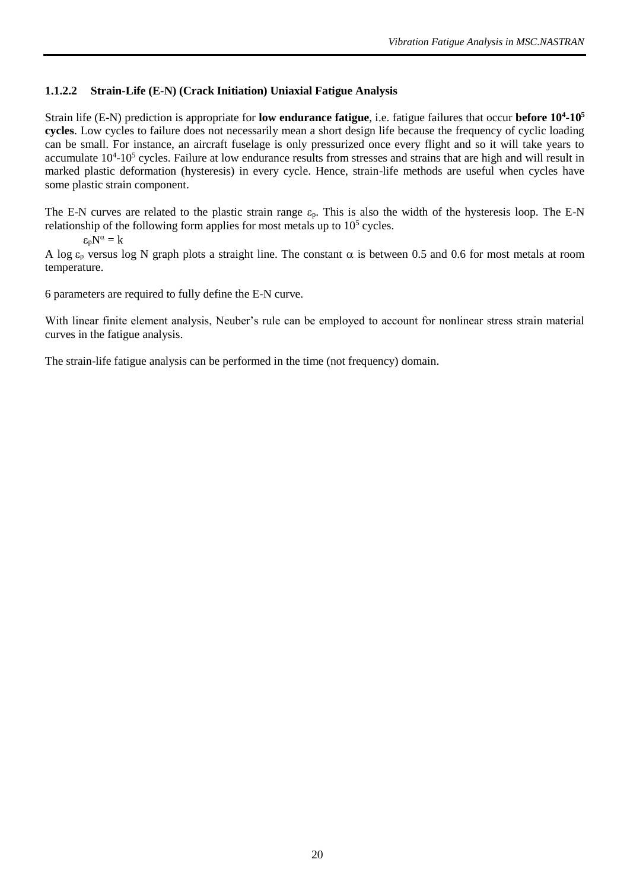### 1.1.2.2 Strain-Life (E-N) (Crack Initiation) Uniaxial Fatigue Analysis

Strain life (E-N) prediction is appropriate for **low endurance fatigue**, i.e. fatigue failures that occur **before $10^4$-$10^5$ cycles**. Low cycles to failure does not necessarily mean a short design life because the frequency of cyclic loading can be small. For instance, an aircraft fuselage is only pressurized once every flight and so it will take years to accumulate $10^4$-$10^5$ cycles. Failure at low endurance results from stresses and strains that are high and will result in marked plastic deformation (hysteresis) in every cycle. Hence, strain-life methods are useful when cycles have some plastic strain component.

The E-N curves are related to the plastic strain range $\varepsilon_p$. This is also the width of the hysteresis loop. The E-N relationship of the following form applies for most metals up to $10^5$ cycles.

$$\varepsilon_p N^{\alpha} = k$$

A log $\varepsilon_p$ versus log N graph plots a straight line. The constant $\alpha$ is between 0.5 and 0.6 for most metals at room temperature.

6 parameters are required to fully define the E-N curve.

With linear finite element analysis, Neuber's rule can be employed to account for nonlinear stress strain material curves in the fatigue analysis.

The strain-life fatigue analysis can be performed in the time (not frequency) domain.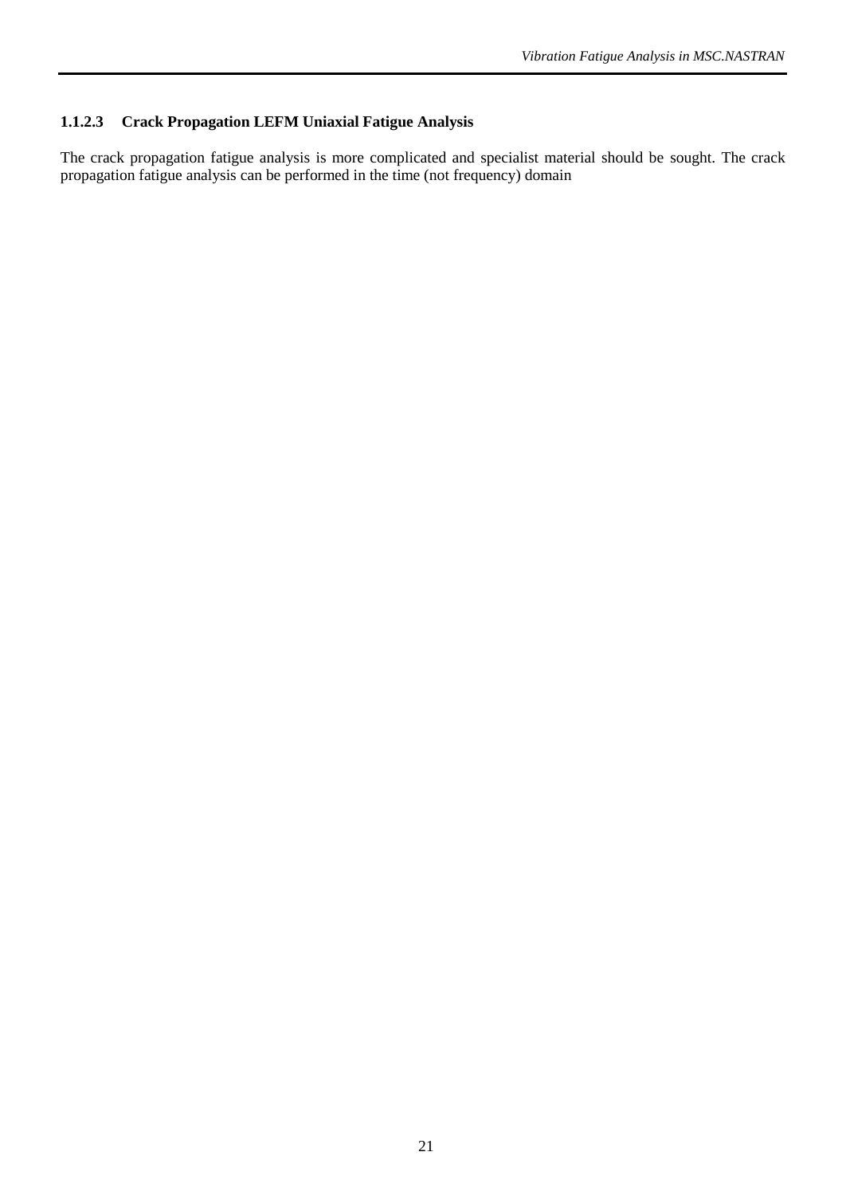#### 1.1.2.3 Crack Propagation LEFM Uniaxial Fatigue Analysis

The crack propagation fatigue analysis is more complicated and specialist material should be sought. The crack propagation fatigue analysis can be performed in the time (not frequency) domain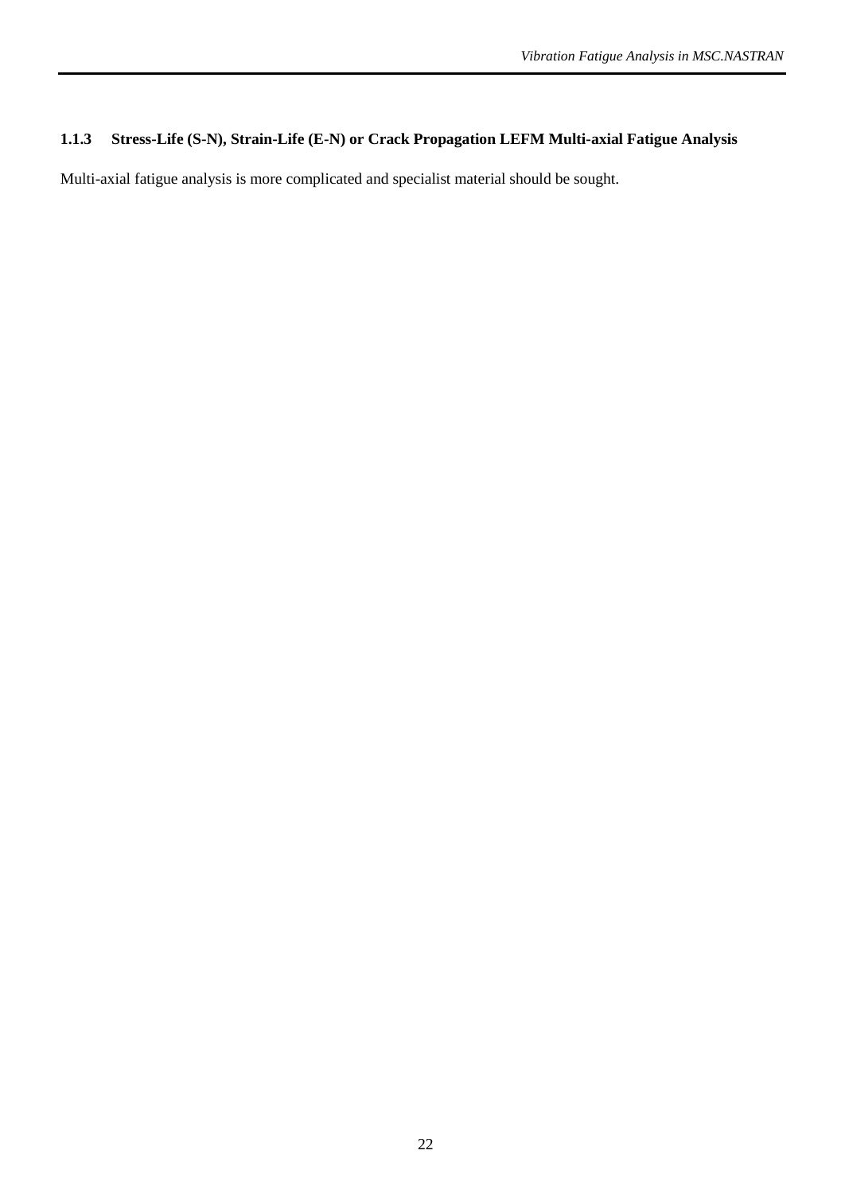### 1.1.3 Stress-Life (S-N), Strain-Life (E-N) or Crack Propagation LEFM Multi-axial Fatigue Analysis

Multi-axial fatigue analysis is more complicated and specialist material should be sought.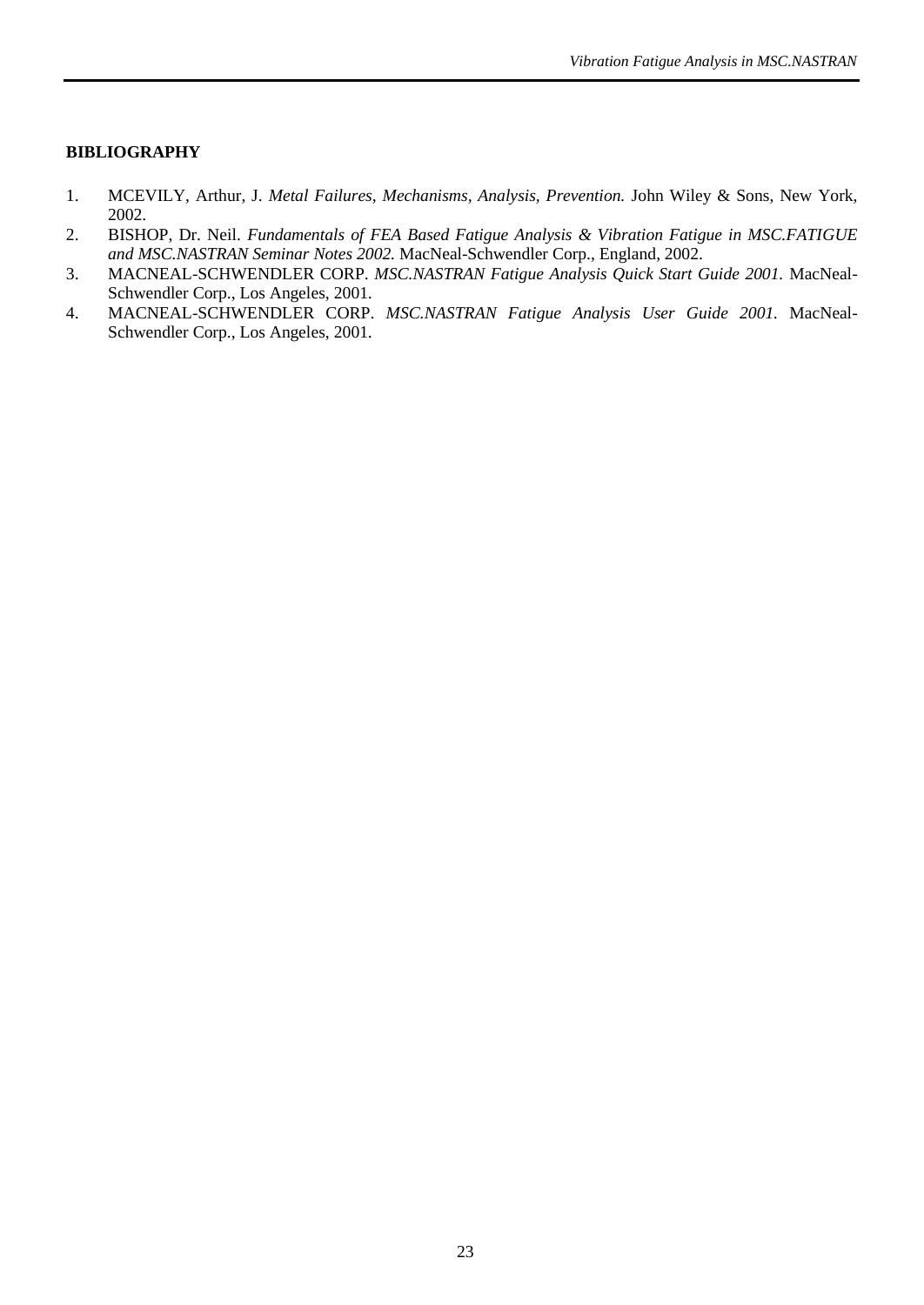## BIBLIOGRAPHY

1. MCEVILY, Arthur, J. *Metal Failures, Mechanisms, Analysis, Prevention.* John Wiley & Sons, New York, 2002.
2. BISHOP, Dr. Neil. *Fundamentals of FEA Based Fatigue Analysis & Vibration Fatigue in MSC.FATIGUE and MSC.NASTRAN Seminar Notes 2002.* MacNeal-Schwendler Corp., England, 2002.
3. MACNEAL-SCHWENDLER CORP. *MSC.NASTRAN Fatigue Analysis Quick Start Guide 2001.* MacNeal-Schwendler Corp., Los Angeles, 2001.
4. MACNEAL-SCHWENDLER CORP. *MSC.NASTRAN Fatigue Analysis User Guide 2001.* MacNeal-Schwendler Corp., Los Angeles, 2001.